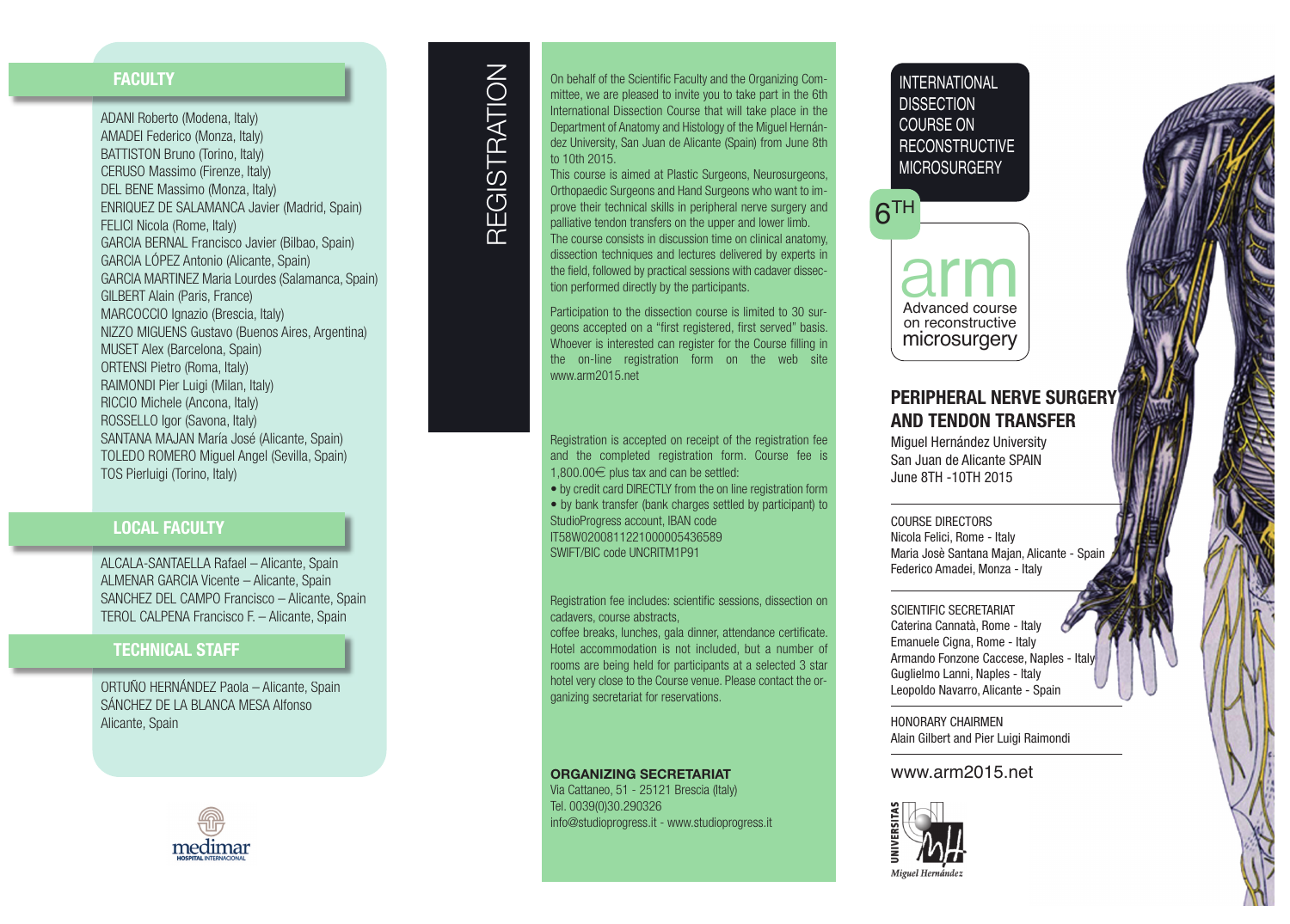## FACULTY

ADANI Roberto (Modena, Italy)
AMADEI Federico (Monza, Italy)
BATTISTON Bruno (Torino, Italy)
CERUSO Massimo (Firenze, Italy)
DEL BENE Massimo (Monza, Italy)
ENRIQUEZ DE SALAMANCA Javier (Madrid, Spain)
FELICI Nicola (Rome, Italy)
GARCIA BERNAL Francisco Javier (Bilbao, Spain)
GARCIA LÓPEZ Antonio (Alicante, Spain)
GARCIA MARTINEZ Maria Lourdes (Salamanca, Spain)
GILBERT Alain (Paris, France)
MARCOCCIO Ignazio (Brescia, Italy)
NIZZO MIGUENS Gustavo (Buenos Aires, Argentina)
MUSET Alex (Barcelona, Spain)
ORTENSI Pietro (Roma, Italy)
RAIMONDI Pier Luigi (Milan, Italy)
RICCIO Michele (Ancona, Italy)
ROSSELLO Igor (Savona, Italy)
SANTANA MAJAN María José (Alicante, Spain)
TOLEDO ROMERO Miguel Angel (Sevilla, Spain)
TOS Pierluigi (Torino, Italy)

## LOCAL FACULTY

ALCALA-SANTAELLA Rafael – Alicante, Spain
ALMENAR GARCIA Vicente – Alicante, Spain
SANCHEZ DEL CAMPO Francisco – Alicante, Spain
TEROL CALPENA Francisco F. – Alicante, Spain

## TECHNICAL STAFF

ORTUÑO HERNÁNDEZ Paola – Alicante, Spain
SÁNCHEZ DE LA BLANCA MESA Alfonso
Alicante, Spain

medimar
HOSPITAL INTERNACIONAL

## REGISTRATION

On behalf of the Scientific Faculty and the Organizing Committee, we are pleased to invite you to take part in the 6th International Dissection Course that will take place in the Department of Anatomy and Histology of the Miguel Hernández University, San Juan de Alicante (Spain) from June 8th to 10th 2015.
This course is aimed at Plastic Surgeons, Neurosurgeons, Orthopaedic Surgeons and Hand Surgeons who want to improve their technical skills in peripheral nerve surgery and palliative tendon transfers on the upper and lower limb.
The course consists in discussion time on clinical anatomy, dissection techniques and lectures delivered by experts in the field, followed by practical sessions with cadaver dissection performed directly by the participants.

Participation to the dissection course is limited to 30 surgeons accepted on a "first registered, first served" basis. Whoever is interested can register for the Course filling in the on-line registration form on the web site www.arm2015.net

Registration is accepted on receipt of the registration fee and the completed registration form. Course fee is 1,800.00€ plus tax and can be settled:

- by credit card DIRECTLY from the on line registration form
- by bank transfer (bank charges settled by participant) to StudioProgress account, IBAN code IT58W0200811221000005436589 SWIFT/BIC code UNCRITM1P91

Registration fee includes: scientific sessions, dissection on cadavers, course abstracts,
coffee breaks, lunches, gala dinner, attendance certificate. Hotel accommodation is not included, but a number of rooms are being held for participants at a selected 3 star hotel very close to the Course venue. Please contact the organizing secretariat for reservations.

**ORGANIZING SECRETARIAT**
Via Cattaneo, 51 - 25121 Brescia (Italy)
Tel. 0039(0)30.290326
info@studioprogress.it - www.studioprogress.it

# INTERNATIONAL DISSECTION COURSE ON RECONSTRUCTIVE MICROSURGERY

6TH

arm
Advanced course on reconstructive microsurgery

## PERIPHERAL NERVE SURGERY AND TENDON TRANSFER

Miguel Hernández University
San Juan de Alicante SPAIN
June 8TH -10TH 2015

COURSE DIRECTORS
Nicola Felici, Rome - Italy
Maria Josè Santana Majan, Alicante - Spain
Federico Amadei, Monza - Italy

SCIENTIFIC SECRETARIAT
Caterina Cannatà, Rome - Italy
Emanuele Cigna, Rome - Italy
Armando Fonzone Caccese, Naples - Italy
Guglielmo Lanni, Naples - Italy
Leopoldo Navarro, Alicante - Spain

HONORARY CHAIRMEN
Alain Gilbert and Pier Luigi Raimondi

www.arm2015.net

UNIVERSITAS Miguel Hernández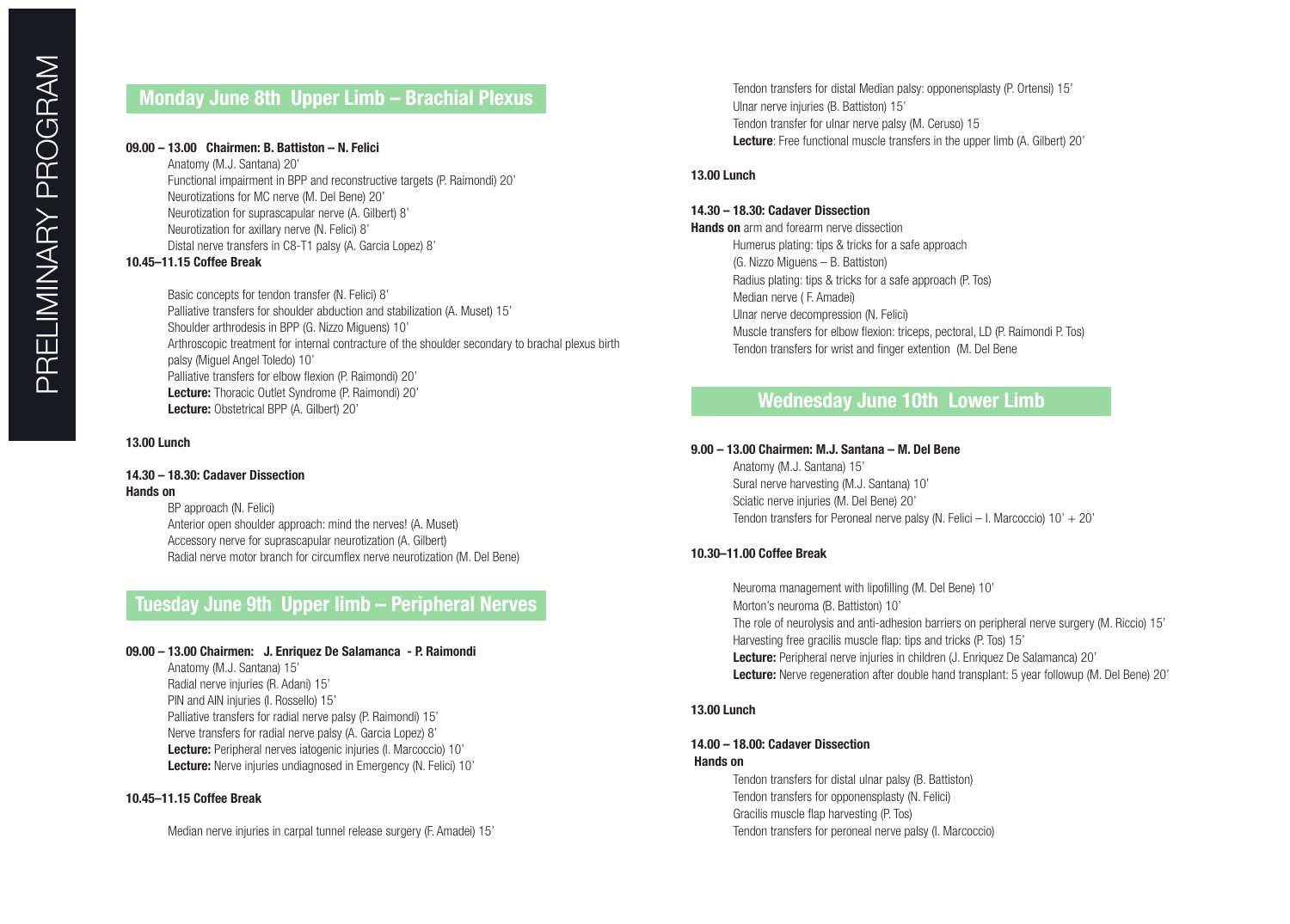# PRELIMINARY PROGRAM

## Monday June 8th Upper Limb – Brachial Plexus

**09.00 – 13.00 Chairmen: B. Battiston – N. Felici**

Anatomy (M.J. Santana) 20'
Functional impairment in BPP and reconstructive targets (P. Raimondi) 20'
Neurotizations for MC nerve (M. Del Bene) 20'
Neurotization for suprascapular nerve (A. Gilbert) 8'
Neurotization for axillary nerve (N. Felici) 8'
Distal nerve transfers in C8-T1 palsy (A. Garcia Lopez) 8'

**10.45–11.15 Coffee Break**

Basic concepts for tendon transfer (N. Felici) 8'
Palliative transfers for shoulder abduction and stabilization (A. Muset) 15'
Shoulder arthrodesis in BPP (G. Nizzo Miguens) 10'
Arthroscopic treatment for internal contracture of the shoulder secondary to brachal plexus birth palsy (Miguel Angel Toledo) 10'
Palliative transfers for elbow flexion (P. Raimondi) 20'
**Lecture:** Thoracic Outlet Syndrome (P. Raimondi) 20'
**Lecture:** Obstetrical BPP (A. Gilbert) 20'

**13.00 Lunch**

**14.30 – 18.30: Cadaver Dissection**
**Hands on**

BP approach (N. Felici)
Anterior open shoulder approach: mind the nerves! (A. Muset)
Accessory nerve for suprascapular neurotization (A. Gilbert)
Radial nerve motor branch for circumflex nerve neurotization (M. Del Bene)

## Tuesday June 9th Upper limb – Peripheral Nerves

**09.00 – 13.00 Chairmen: J. Enriquez De Salamanca - P. Raimondi**

Anatomy (M.J. Santana) 15'
Radial nerve injuries (R. Adani) 15'
PIN and AIN injuries (I. Rossello) 15'
Palliative transfers for radial nerve palsy (P. Raimondi) 15'
Nerve transfers for radial nerve palsy (A. Garcia Lopez) 8'
**Lecture:** Peripheral nerves iatogenic injuries (I. Marcoccio) 10'
**Lecture:** Nerve injuries undiagnosed in Emergency (N. Felici) 10'

**10.45–11.15 Coffee Break**

Median nerve injuries in carpal tunnel release surgery (F. Amadei) 15'
Tendon transfers for distal Median palsy: opponensplasty (P. Ortensi) 15'
Ulnar nerve injuries (B. Battiston) 15'
Tendon transfer for ulnar nerve palsy (M. Ceruso) 15
**Lecture**: Free functional muscle transfers in the upper limb (A. Gilbert) 20'

**13.00 Lunch**

**14.30 – 18.30: Cadaver Dissection**
**Hands on** arm and forearm nerve dissection

Humerus plating: tips & tricks for a safe approach (G. Nizzo Miguens – B. Battiston)
Radius plating: tips & tricks for a safe approach (P. Tos)
Median nerve ( F. Amadei)
Ulnar nerve decompression (N. Felici)
Muscle transfers for elbow flexion: triceps, pectoral, LD (P. Raimondi P. Tos)
Tendon transfers for wrist and finger extention (M. Del Bene

## Wednesday June 10th Lower Limb

**9.00 – 13.00 Chairmen: M.J. Santana – M. Del Bene**

Anatomy (M.J. Santana) 15'
Sural nerve harvesting (M.J. Santana) 10'
Sciatic nerve injuries (M. Del Bene) 20'
Tendon transfers for Peroneal nerve palsy (N. Felici – I. Marcoccio) 10' + 20'

**10.30–11.00 Coffee Break**

Neuroma management with lipofilling (M. Del Bene) 10'
Morton's neuroma (B. Battiston) 10'
The role of neurolysis and anti-adhesion barriers on peripheral nerve surgery (M. Riccio) 15'
Harvesting free gracilis muscle flap: tips and tricks (P. Tos) 15'
**Lecture:** Peripheral nerve injuries in children (J. Enriquez De Salamanca) 20'
**Lecture:** Nerve regeneration after double hand transplant: 5 year followup (M. Del Bene) 20'

**13.00 Lunch**

**14.00 – 18.00: Cadaver Dissection**
**Hands on**

Tendon transfers for distal ulnar palsy (B. Battiston)
Tendon transfers for opponensplasty (N. Felici)
Gracilis muscle flap harvesting (P. Tos)
Tendon transfers for peroneal nerve palsy (I. Marcoccio)